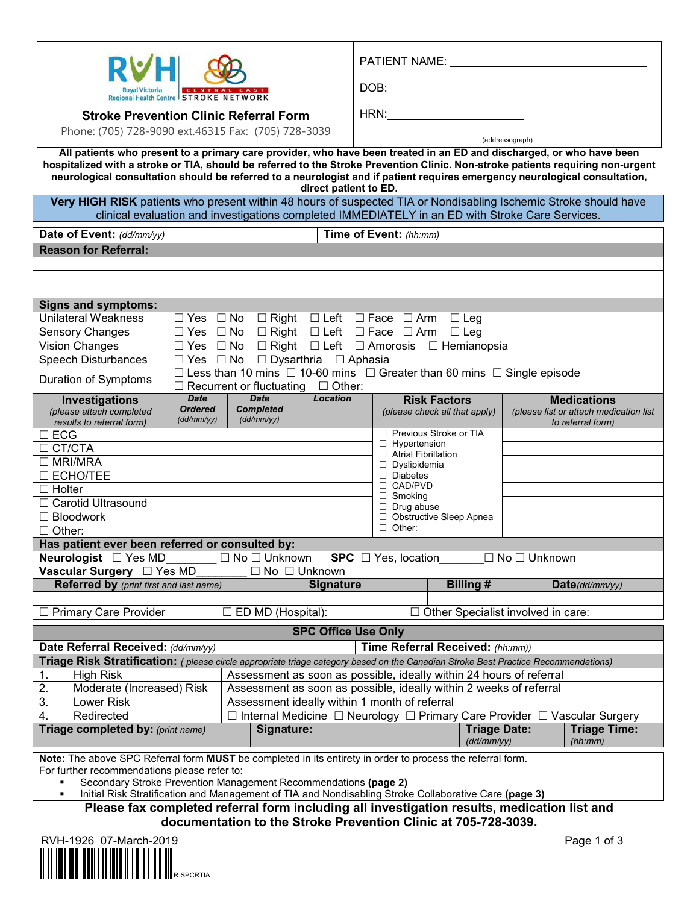RVH Royal Victoria Regional Health Centre | CENTRAL EAST STROKE NETWORK

## Stroke Prevention Clinic Referral Form

Phone: (705) 728-9090 ext.46315 Fax: (705) 728-3039

PATIENT NAME: ______________________________

DOB: ____________________

HRN: ____________________

(addressograph)

**All patients who present to a primary care provider, who have been treated in an ED and discharged, or who have been hospitalized with a stroke or TIA, should be referred to the Stroke Prevention Clinic. Non-stroke patients requiring non-urgent neurological consultation should be referred to a neurologist and if patient requires emergency neurological consultation, direct patient to ED.**

**Very HIGH RISK** patients who present within 48 hours of suspected TIA or Nondisabling Ischemic Stroke should have clinical evaluation and investigations completed IMMEDIATELY in an ED with Stroke Care Services.

| **Date of Event:** *(dd/mm/yy)* | **Time of Event:** *(hh:mm)* |
|---|---|

**Reason for Referral:**

| |
|---|
| |
| |
| |

| **Signs and symptoms:** | |
|---|---|
| Unilateral Weakness | ☐ Yes ☐ No ☐ Right ☐ Left ☐ Face ☐ Arm ☐ Leg |
| Sensory Changes | ☐ Yes ☐ No ☐ Right ☐ Left ☐ Face ☐ Arm ☐ Leg |
| Vision Changes | ☐ Yes ☐ No ☐ Right ☐ Left ☐ Amorosis ☐ Hemianopsia |
| Speech Disturbances | ☐ Yes ☐ No ☐ Dysarthria ☐ Aphasia |
| Duration of Symptoms | ☐ Less than 10 mins ☐ 10-60 mins ☐ Greater than 60 mins ☐ Single episode ☐ Recurrent or fluctuating ☐ Other: |

| **Investigations** *(please attach completed results to referral form)* | ***Date Ordered*** *(dd/mm/yy)* | ***Date Completed*** *(dd/mm/yy)* | ***Location*** | **Risk Factors** *(please check all that apply)* | **Medications** *(please list or attach medication list to referral form)* |
|---|---|---|---|---|---|
| ☐ ECG | | | | ☐ Previous Stroke or TIA | |
| ☐ CT/CTA | | | | ☐ Hypertension | |
| ☐ MRI/MRA | | | | ☐ Atrial Fibrillation | |
| ☐ ECHO/TEE | | | | ☐ Dyslipidemia | |
| ☐ Holter | | | | ☐ Diabetes | |
| ☐ Carotid Ultrasound | | | | ☐ CAD/PVD | |
| ☐ Bloodwork | | | | ☐ Smoking | |
| ☐ Other: | | | | ☐ Drug abuse | |
| | | | | ☐ Obstructive Sleep Apnea | |
| | | | | ☐ Other: | |

**Has patient ever been referred or consulted by:**

**Neurologist** ☐ Yes MD__________ ☐ No ☐ Unknown **SPC** ☐ Yes, location_______ ☐ No ☐ Unknown

**Vascular Surgery** ☐ Yes MD__________ ☐ No ☐ Unknown

| **Referred by** *(print first and last name)* | **Signature** | **Billing #** | **Date** *(dd/mm/yy)* |
|---|---|---|---|
| | | | |

☐ Primary Care Provider ☐ ED MD (Hospital): ☐ Other Specialist involved in care:

### SPC Office Use Only

| **Date Referral Received:** *(dd/mm/yy)* | **Time Referral Received:** *(hh:mm))* |
|---|---|

**Triage Risk Stratification:** *( please circle appropriate triage category based on the Canadian Stroke Best Practice Recommendations)*

| | | |
|---|---|---|
| 1. | High Risk | Assessment as soon as possible, ideally within 24 hours of referral |
| 2. | Moderate (Increased) Risk | Assessment as soon as possible, ideally within 2 weeks of referral |
| 3. | Lower Risk | Assessment ideally within 1 month of referral |
| 4. | Redirected | ☐ Internal Medicine ☐ Neurology ☐ Primary Care Provider ☐ Vascular Surgery |

| **Triage completed by:** *(print name)* | **Signature:** | **Triage Date:** *(dd/mm/yy)* | **Triage Time:** *(hh:mm)* |
|---|---|---|---|

**Note:** The above SPC Referral form **MUST** be completed in its entirety in order to process the referral form.
For further recommendations please refer to:

- Secondary Stroke Prevention Management Recommendations **(page 2)**
- Initial Risk Stratification and Management of TIA and Nondisabling Stroke Collaborative Care **(page 3)**

**Please fax completed referral form including all investigation results, medication list and documentation to the Stroke Prevention Clinic at 705-728-3039.**

RVH-1926 07-March-2019

R.SPCRTIA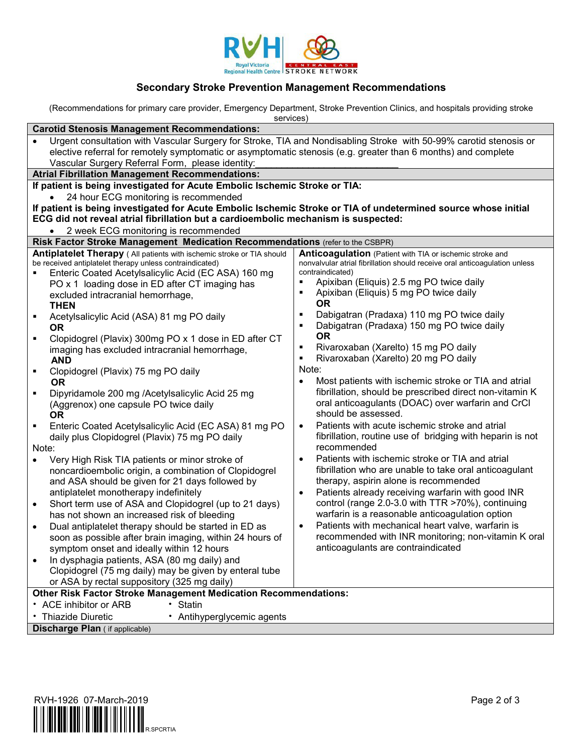## Secondary Stroke Prevention Management Recommendations

(Recommendations for primary care provider, Emergency Department, Stroke Prevention Clinics, and hospitals providing stroke services)

### Carotid Stenosis Management Recommendations:

- Urgent consultation with Vascular Surgery for Stroke, TIA and Nondisabling Stroke with 50-99% carotid stenosis or elective referral for remotely symptomatic or asymptomatic stenosis (e.g. greater than 6 months) and complete Vascular Surgery Referral Form, please identity:____________________________

### Atrial Fibrillation Management Recommendations:

**If patient is being investigated for Acute Embolic Ischemic Stroke or TIA:**

- 24 hour ECG monitoring is recommended

**If patient is being investigated for Acute Embolic Ischemic Stroke or TIA of undetermined source whose initial ECG did not reveal atrial fibrillation but a cardioembolic mechanism is suspected:**

- 2 week ECG monitoring is recommended

### Risk Factor Stroke Management Medication Recommendations (refer to the CSBPR)

**Antiplatelet Therapy** (All patients with ischemic stroke or TIA should be received antiplatelet therapy unless contraindicated)

- Enteric Coated Acetylsalicylic Acid (EC ASA) 160 mg PO x 1 loading dose in ED after CT imaging has excluded intracranial hemorrhage,
  **THEN**
- Acetylsalicylic Acid (ASA) 81 mg PO daily
  **OR**
- Clopidogrel (Plavix) 300mg PO x 1 dose in ED after CT imaging has excluded intracranial hemorrhage,
  **AND**
- Clopidogrel (Plavix) 75 mg PO daily
  **OR**
- Dipyridamole 200 mg /Acetylsalicylic Acid 25 mg (Aggrenox) one capsule PO twice daily
  **OR**
- Enteric Coated Acetylsalicylic Acid (EC ASA) 81 mg PO daily plus Clopidogrel (Plavix) 75 mg PO daily

Note:

- Very High Risk TIA patients or minor stroke of noncardioembolic origin, a combination of Clopidogrel and ASA should be given for 21 days followed by antiplatelet monotherapy indefinitely
- Short term use of ASA and Clopidogrel (up to 21 days) has not shown an increased risk of bleeding
- Dual antiplatelet therapy should be started in ED as soon as possible after brain imaging, within 24 hours of symptom onset and ideally within 12 hours
- In dysphagia patients, ASA (80 mg daily) and Clopidogrel (75 mg daily) may be given by enteral tube or ASA by rectal suppository (325 mg daily)

**Anticoagulation** (Patient with TIA or ischemic stroke and nonvalvular atrial fibrillation should receive oral anticoagulation unless contraindicated)

- Apixiban (Eliquis) 2.5 mg PO twice daily
- Apixiban (Eliquis) 5 mg PO twice daily
  **OR**
- Dabigatran (Pradaxa) 110 mg PO twice daily
- Dabigatran (Pradaxa) 150 mg PO twice daily
  **OR**
- Rivaroxaban (Xarelto) 15 mg PO daily
- Rivaroxaban (Xarelto) 20 mg PO daily

Note:

- Most patients with ischemic stroke or TIA and atrial fibrillation, should be prescribed direct non-vitamin K oral anticoagulants (DOAC) over warfarin and CrCl should be assessed.
- Patients with acute ischemic stroke and atrial fibrillation, routine use of bridging with heparin is not recommended
- Patients with ischemic stroke or TIA and atrial fibrillation who are unable to take oral anticoagulant therapy, aspirin alone is recommended
- Patients already receiving warfarin with good INR control (range 2.0-3.0 with TTR >70%), continuing warfarin is a reasonable anticoagulation option
- Patients with mechanical heart valve, warfarin is recommended with INR monitoring; non-vitamin K oral anticoagulants are contraindicated

### Other Risk Factor Stroke Management Medication Recommendations:

- ACE inhibitor or ARB
- Statin
- Thiazide Diuretic
- Antihyperglycemic agents

### Discharge Plan (if applicable)

RVH-1926 07-March-2019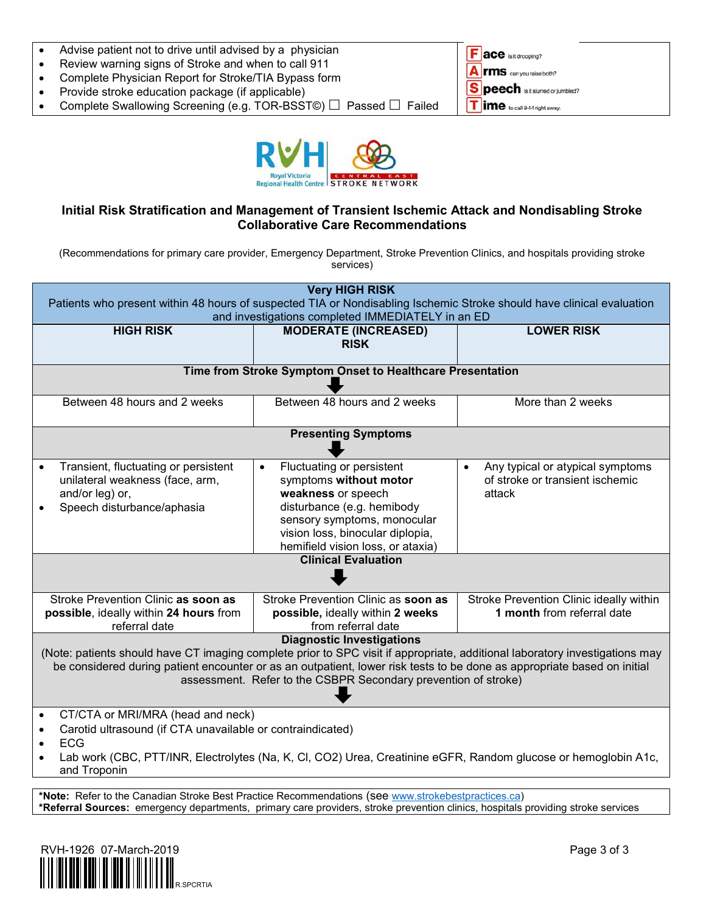- Advise patient not to drive until advised by a physician
- Review warning signs of Stroke and when to call 911
- Complete Physician Report for Stroke/TIA Bypass form
- Provide stroke education package (if applicable)
- Complete Swallowing Screening (e.g. TOR-BSST©) ☐ Passed ☐ Failed

**F**ace is it drooping?
**A**rms can you raise both?
**S**peech is it slurred or jumbled?
**T**ime to call 9-1-1 right away.

Royal Victoria Regional Health Centre | CENTRAL EAST STROKE NETWORK

## Initial Risk Stratification and Management of Transient Ischemic Attack and Nondisabling Stroke Collaborative Care Recommendations

(Recommendations for primary care provider, Emergency Department, Stroke Prevention Clinics, and hospitals providing stroke services)

**Very HIGH RISK**
Patients who present within 48 hours of suspected TIA or Nondisabling Ischemic Stroke should have clinical evaluation and investigations completed IMMEDIATELY in an ED

| **HIGH RISK** | **MODERATE (INCREASED) RISK** | **LOWER RISK** |
|---|---|---|
| **Time from Stroke Symptom Onset to Healthcare Presentation** | | |
| Between 48 hours and 2 weeks | Between 48 hours and 2 weeks | More than 2 weeks |
| **Presenting Symptoms** | | |
| • Transient, fluctuating or persistent unilateral weakness (face, arm, and/or leg) or,<br>• Speech disturbance/aphasia | • Fluctuating or persistent symptoms **without motor weakness** or speech disturbance (e.g. hemibody sensory symptoms, monocular vision loss, binocular diplopia, hemifield vision loss, or ataxia) | • Any typical or atypical symptoms of stroke or transient ischemic attack |
| **Clinical Evaluation** | | |
| Stroke Prevention Clinic **as soon as possible**, ideally within **24 hours** from referral date | Stroke Prevention Clinic as **soon as possible,** ideally within **2 weeks** from referral date | Stroke Prevention Clinic ideally within **1 month** from referral date |

**Diagnostic Investigations**
(Note: patients should have CT imaging complete prior to SPC visit if appropriate, additional laboratory investigations may be considered during patient encounter or as an outpatient, lower risk tests to be done as appropriate based on initial assessment. Refer to the CSBPR Secondary prevention of stroke)

- CT/CTA or MRI/MRA (head and neck)
- Carotid ultrasound (if CTA unavailable or contraindicated)
- ECG
- Lab work (CBC, PTT/INR, Electrolytes (Na, K, Cl, CO2) Urea, Creatinine eGFR, Random glucose or hemoglobin A1c, and Troponin

**\*Note:** Refer to the Canadian Stroke Best Practice Recommendations (see www.strokebestpractices.ca)
**\*Referral Sources:** emergency departments, primary care providers, stroke prevention clinics, hospitals providing stroke services

RVH-1926 07-March-2019

R.SPCRTIA